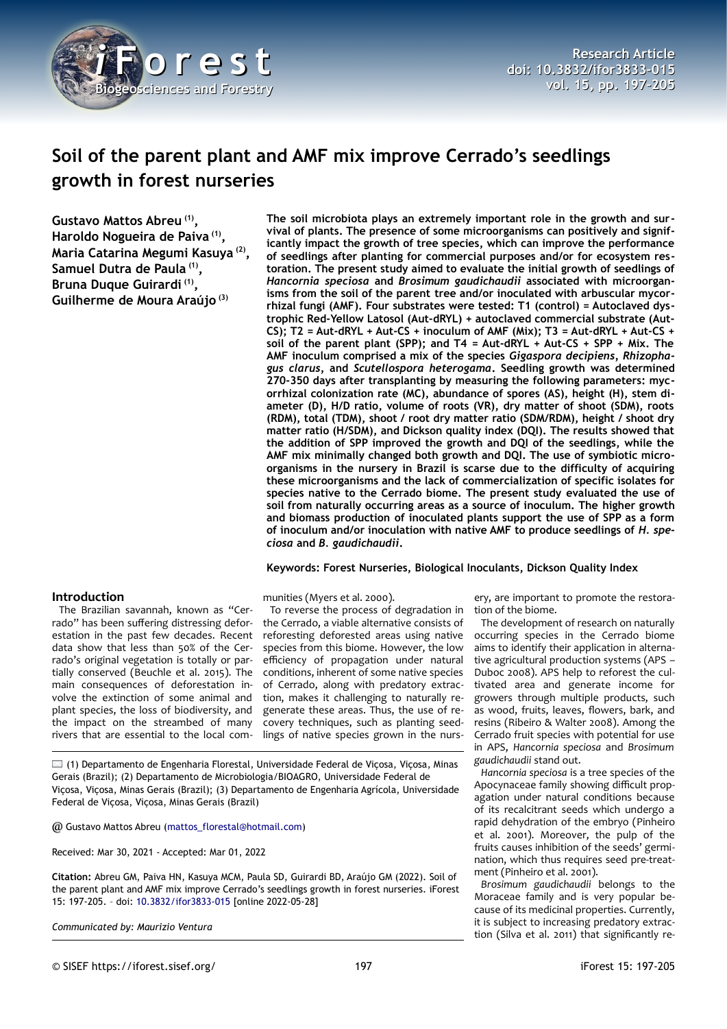# Soil of the parent plant and AMF mix improve Cerrado's seedlings growth in forest nurseries

**Gustavo Mattos Abreu [1], Haroldo Nogueira de Paiva [1], Maria Catarina Megumi Kasuya [2], Samuel Dutra de Paula [1], Bruna Duque Guirardi [1], Guilherme de Moura Araújo [3]**

**The soil microbiota plays an extremely important role in the growth and survival of plants. The presence of some microorganisms can positively and significantly impact the growth of tree species, which can improve the performance of seedlings after planting for commercial purposes and/or for ecosystem restoration. The present study aimed to evaluate the initial growth of seedlings of *Hancornia speciosa* and *Brosimum gaudichaudii* associated with microorganisms from the soil of the parent tree and/or inoculated with arbuscular mycorrhizal fungi (AMF). Four substrates were tested: T1 (control) = Autoclaved dystrophic Red-Yellow Latosol (Aut-dRYL) + autoclaved commercial substrate (Aut-CS); T2 = Aut-dRYL + Aut-CS + inoculum of AMF (Mix); T3 = Aut-dRYL + Aut-CS + soil of the parent plant (SPP); and T4 = Aut-dRYL + Aut-CS + SPP + Mix. The AMF inoculum comprised a mix of the species *Gigaspora decipiens*, *Rhizophagus clarus*, and *Scutellospora heterogama*. Seedling growth was determined 270-350 days after transplanting by measuring the following parameters: mycorrhizal colonization rate (MC), abundance of spores (AS), height (H), stem diameter (D), H/D ratio, volume of roots (VR), dry matter of shoot (SDM), roots (RDM), total (TDM), shoot / root dry matter ratio (SDM/RDM), height / shoot dry matter ratio (H/SDM), and Dickson quality index (DQI). The results showed that the addition of SPP improved the growth and DQI of the seedlings, while the AMF mix minimally changed both growth and DQI. The use of symbiotic microorganisms in the nursery in Brazil is scarce due to the difficulty of acquiring these microorganisms and the lack of commercialization of specific isolates for species native to the Cerrado biome. The present study evaluated the use of soil from naturally occurring areas as a source of inoculum. The higher growth and biomass production of inoculated plants support the use of SPP as a form of inoculum and/or inoculation with native AMF to produce seedlings of *H. speciosa* and *B. gaudichaudii*.**

**Keywords: Forest Nurseries, Biological Inoculants, Dickson Quality Index**

## Introduction

The Brazilian savannah, known as "Cerrado" has been suffering distressing deforestation in the past few decades. Recent data show that less than 50% of the Cerrado's original vegetation is totally or partially conserved (Beuchle et al. 2015). The main consequences of deforestation involve the extinction of some animal and plant species, the loss of biodiversity, and the impact on the streambed of many rivers that are essential to the local communities (Myers et al. 2000).

To reverse the process of degradation in the Cerrado, a viable alternative consists of reforesting deforested areas using native species from this biome. However, the low efficiency of propagation under natural conditions, inherent of some native species of Cerrado, along with predatory extraction, makes it challenging to naturally regenerate these areas. Thus, the use of recovery techniques, such as planting seedlings of native species grown in the nursery, are important to promote the restoration of the biome.

The development of research on naturally occurring species in the Cerrado biome aims to identify their application in alternative agricultural production systems (APS – Duboc 2008). APS help to reforest the cultivated area and generate income for growers through multiple products, such as wood, fruits, leaves, flowers, bark, and resins (Ribeiro & Walter 2008). Among the Cerrado fruit species with potential for use in APS, *Hancornia speciosa* and *Brosimum gaudichaudii* stand out.

*Hancornia speciosa* is a tree species of the Apocynaceae family showing difficult propagation under natural conditions because of its recalcitrant seeds which undergo a rapid dehydration of the embryo (Pinheiro et al. 2001). Moreover, the pulp of the fruits causes inhibition of the seeds' germination, which thus requires seed pre-treatment (Pinheiro et al. 2001).

*Brosimum gaudichaudii* belongs to the Moraceae family and is very popular because of its medicinal properties. Currently, it is subject to increasing predatory extraction (Silva et al. 2011) that significantly re-

(1) Departamento de Engenharia Florestal, Universidade Federal de Viçosa, Viçosa, Minas Gerais (Brazil); (2) Departamento de Microbiologia/BIOAGRO, Universidade Federal de Viçosa, Viçosa, Minas Gerais (Brazil); (3) Departamento de Engenharia Agrícola, Universidade Federal de Viçosa, Viçosa, Minas Gerais (Brazil)

@ Gustavo Mattos Abreu (mattos_florestal@hotmail.com)

Received: Mar 30, 2021 - Accepted: Mar 01, 2022

**Citation:** Abreu GM, Paiva HN, Kasuya MCM, Paula SD, Guirardi BD, Araújo GM (2022). Soil of the parent plant and AMF mix improve Cerrado's seedlings growth in forest nurseries. iForest 15: 197-205. – doi: 10.3832/ifor3833-015 [online 2022-05-28]

*Communicated by: Maurizio Ventura*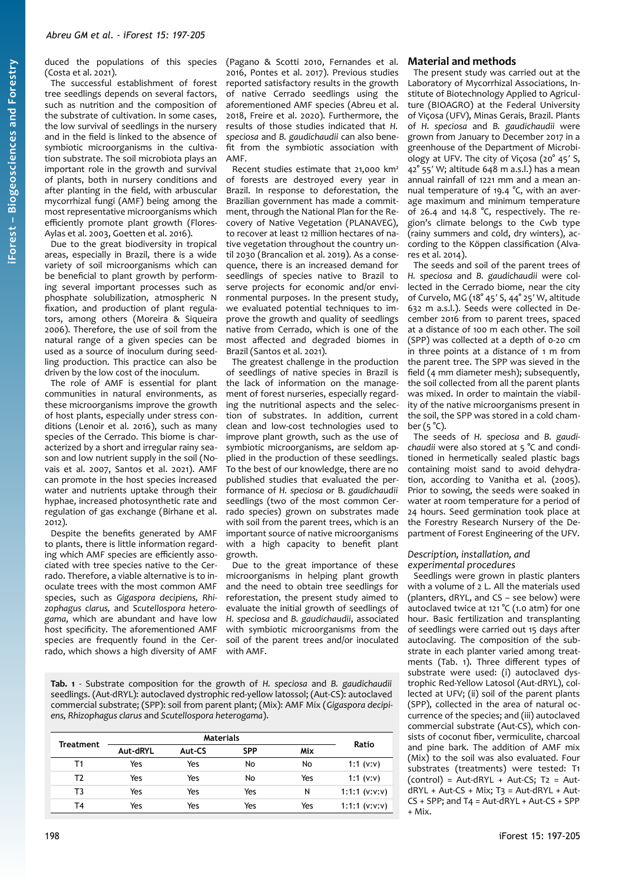duced the populations of this species (Costa et al. 2021).

The successful establishment of forest tree seedlings depends on several factors, such as nutrition and the composition of the substrate of cultivation. In some cases, the low survival of seedlings in the nursery and in the field is linked to the absence of symbiotic microorganisms in the cultivation substrate. The soil microbiota plays an important role in the growth and survival of plants, both in nursery conditions and after planting in the field, with arbuscular mycorrhizal fungi (AMF) being among the most representative microorganisms which efficiently promote plant growth (Flores-Aylas et al. 2003, Goetten et al. 2016).

Due to the great biodiversity in tropical areas, especially in Brazil, there is a wide variety of soil microorganisms which can be beneficial to plant growth by performing several important processes such as phosphate solubilization, atmospheric N fixation, and production of plant regulators, among others (Moreira & Siqueira 2006). Therefore, the use of soil from the natural range of a given species can be used as a source of inoculum during seedling production. This practice can also be driven by the low cost of the inoculum.

The role of AMF is essential for plant communities in natural environments, as these microorganisms improve the growth of host plants, especially under stress conditions (Lenoir et al. 2016), such as many species of the Cerrado. This biome is characterized by a short and irregular rainy season and low nutrient supply in the soil (Novais et al. 2007, Santos et al. 2021). AMF can promote in the host species increased water and nutrients uptake through their hyphae, increased photosynthetic rate and regulation of gas exchange (Birhane et al. 2012).

Despite the benefits generated by AMF to plants, there is little information regarding which AMF species are efficiently associated with tree species native to the Cerrado. Therefore, a viable alternative is to inoculate trees with the most common AMF species, such as *Gigaspora decipiens*, *Rhizophagus clarus*, and *Scutellospora heterogama*, which are abundant and have low host specificity. The aforementioned AMF species are frequently found in the Cerrado, which shows a high diversity of AMF (Pagano & Scotti 2010, Fernandes et al. 2016, Pontes et al. 2017). Previous studies reported satisfactory results in the growth of native Cerrado seedlings using the aforementioned AMF species (Abreu et al. 2018, Freire et al. 2020). Furthermore, the results of those studies indicated that *H. speciosa* and *B. gaudichaudii* can also benefit from the symbiotic association with AMF.

Recent studies estimate that 21,000 km² of forests are destroyed every year in Brazil. In response to deforestation, the Brazilian government has made a commitment, through the National Plan for the Recovery of Native Vegetation (PLANAVEG), to recover at least 12 million hectares of native vegetation throughout the country until 2030 (Brancalion et al. 2019). As a consequence, there is an increased demand for seedlings of species native to Brazil to serve projects for economic and/or environmental purposes. In the present study, we evaluated potential techniques to improve the growth and quality of seedlings native from Cerrado, which is one of the most affected and degraded biomes in Brazil (Santos et al. 2021).

The greatest challenge in the production of seedlings of native species in Brazil is the lack of information on the management of forest nurseries, especially regarding the nutritional aspects and the selection of substrates. In addition, current clean and low-cost technologies used to improve plant growth, such as the use of symbiotic microorganisms, are seldom applied in the production of these seedlings. To the best of our knowledge, there are no published studies that evaluated the performance of *H. speciosa* or *B. gaudichaudii* seedlings (two of the most common Cerrado species) grown on substrates made with soil from the parent trees, which is an important source of native microorganisms with a high capacity to benefit plant growth.

Due to the great importance of these microorganisms in helping plant growth and the need to obtain tree seedlings for reforestation, the present study aimed to evaluate the initial growth of seedlings of *H. speciosa* and *B. gaudichaudii*, associated with symbiotic microorganisms from the soil of the parent trees and/or inoculated with AMF.

## Material and methods

The present study was carried out at the Laboratory of Mycorrhizal Associations, Institute of Biotechnology Applied to Agriculture (BIOAGRO) at the Federal University of Viçosa (UFV), Minas Gerais, Brazil. Plants of *H. speciosa* and *B. gaudichaudii* were grown from January to December 2017 in a greenhouse of the Department of Microbiology at UFV. The city of Viçosa (20° 45′ S, 42° 55′ W; altitude 648 m a.s.l.) has a mean annual rainfall of 1221 mm and a mean annual temperature of 19.4 °C, with an average maximum and minimum temperature of 26.4 and 14.8 °C, respectively. The region's climate belongs to the Cwb type (rainy summers and cold, dry winters), according to the Köppen classification (Alvares et al. 2014).

The seeds and soil of the parent trees of *H. speciosa* and *B. gaudichaudii* were collected in the Cerrado biome, near the city of Curvelo, MG (18° 45′ S, 44° 25′ W, altitude 632 m a.s.l.). Seeds were collected in December 2016 from 10 parent trees, spaced at a distance of 100 m each other. The soil (SPP) was collected at a depth of 0-20 cm in three points at a distance of 1 m from the parent tree. The SPP was sieved in the field (4 mm diameter mesh); subsequently, the soil collected from all the parent plants was mixed. In order to maintain the viability of the native microorganisms present in the soil, the SPP was stored in a cold chamber (5 °C).

The seeds of *H. speciosa* and *B. gaudichaudii* were also stored at 5 °C and conditioned in hermetically sealed plastic bags containing moist sand to avoid dehydration, according to Vanitha et al. (2005). Prior to sowing, the seeds were soaked in water at room temperature for a period of 24 hours. Seed germination took place at the Forestry Research Nursery of the Department of Forest Engineering of the UFV.

### Description, installation, and experimental procedures

Seedlings were grown in plastic planters with a volume of 2 L. All the materials used (planters, dRYL, and CS – see below) were autoclaved twice at 121 °C (1.0 atm) for one hour. Basic fertilization and transplanting of seedlings were carried out 15 days after autoclaving. The composition of the substrate in each planter varied among treatments (Tab. 1). Three different types of substrate were used: (i) autoclaved dystrophic Red-Yellow Latosol (Aut-dRYL), collected at UFV; (ii) soil of the parent plants (SPP), collected in the area of natural occurrence of the species; and (iii) autoclaved commercial substrate (Aut-CS), which consists of coconut fiber, vermiculite, charcoal and pine bark. The addition of AMF mix (Mix) to the soil was also evaluated. Four substrates (treatments) were tested: T1 (control) = Aut-dRYL + Aut-CS; T2 = Aut-dRYL + Aut-CS + Mix; T3 = Aut-dRYL + Aut-CS + SPP; and T4 = Aut-dRYL + Aut-CS + SPP + Mix.

**Tab. 1** - Substrate composition for the growth of *H. speciosa* and *B. gaudichaudii* seedlings. (Aut-dRYL): autoclaved dystrophic red-yellow latossol; (Aut-CS): autoclaved commercial substrate; (SPP): soil from parent plant; (Mix): AMF Mix (*Gigaspora decipiens, Rhizophagus clarus* and *Scutellospora heterogama*).

| Treatment | Materials | | | | Ratio |
|---|---|---|---|---|---|
| | Aut-dRYL | Aut-CS | SPP | Mix | |
| T1 | Yes | Yes | No | No | 1:1 (v:v) |
| T2 | Yes | Yes | No | Yes | 1:1 (v:v) |
| T3 | Yes | Yes | Yes | N | 1:1:1 (v:v:v) |
| T4 | Yes | Yes | Yes | Yes | 1:1:1 (v:v:v) |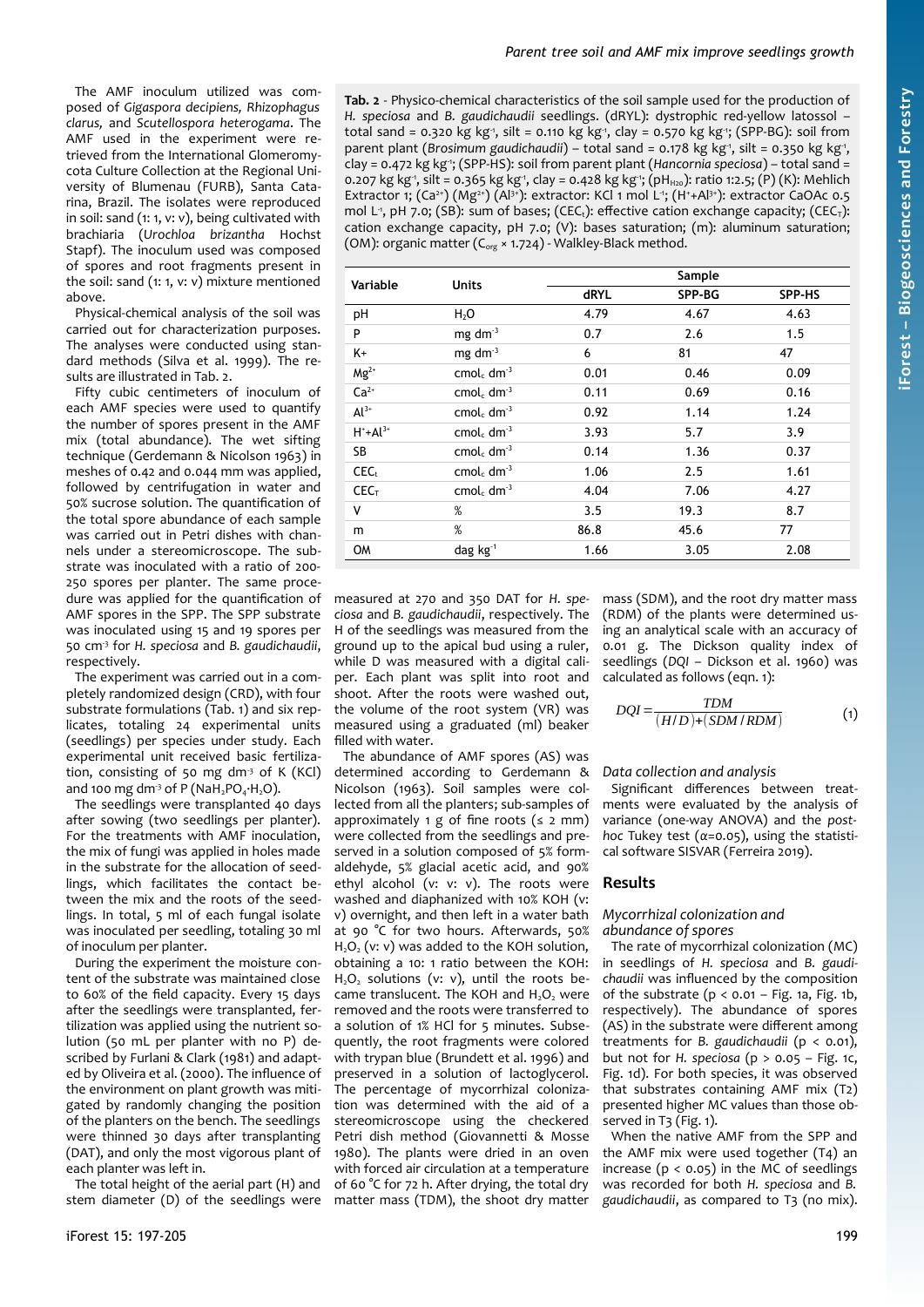The AMF inoculum utilized was composed of *Gigaspora decipiens, Rhizophagus clarus,* and *Scutellospora heterogama*. The AMF used in the experiment were retrieved from the International Glomeromycota Culture Collection at the Regional University of Blumenau (FURB), Santa Catarina, Brazil. The isolates were reproduced in soil: sand (1: 1, v: v), being cultivated with brachiaria (*Urochloa brizantha* Hochst Stapf). The inoculum used was composed of spores and root fragments present in the soil: sand (1: 1, v: v) mixture mentioned above.

Physical-chemical analysis of the soil was carried out for characterization purposes. The analyses were conducted using standard methods (Silva et al. 1999). The results are illustrated in Tab. 2.

Fifty cubic centimeters of inoculum of each AMF species were used to quantify the number of spores present in the AMF mix (total abundance). The wet sifting technique (Gerdemann & Nicolson 1963) in meshes of 0.42 and 0.044 mm was applied, followed by centrifugation in water and 50% sucrose solution. The quantification of the total spore abundance of each sample was carried out in Petri dishes with channels under a stereomicroscope. The substrate was inoculated with a ratio of 200-250 spores per planter. The same procedure was applied for the quantification of AMF spores in the SPP. The SPP substrate was inoculated using 15 and 19 spores per 50 $cm^{-3}$ for *H. speciosa* and *B. gaudichaudii*, respectively.

The experiment was carried out in a completely randomized design (CRD), with four substrate formulations (Tab. 1) and six replicates, totaling 24 experimental units (seedlings) per species under study. Each experimental unit received basic fertilization, consisting of 50 mg $dm^{-3}$ of K (KCl) and 100 mg $dm^{-3}$ of P ($NaH_2PO_4 \cdot H_2O$).

The seedlings were transplanted 40 days after sowing (two seedlings per planter). For the treatments with AMF inoculation, the mix of fungi was applied in holes made in the substrate for the allocation of seedlings, which facilitates the contact between the mix and the roots of the seedlings. In total, 5 ml of each fungal isolate was inoculated per seedling, totaling 30 ml of inoculum per planter.

During the experiment the moisture content of the substrate was maintained close to 60% of the field capacity. Every 15 days after the seedlings were transplanted, fertilization was applied using the nutrient solution (50 mL per planter with no P) described by Furlani & Clark (1981) and adapted by Oliveira et al. (2000). The influence of the environment on plant growth was mitigated by randomly changing the position of the planters on the bench. The seedlings were thinned 30 days after transplanting (DAT), and only the most vigorous plant of each planter was left in.

The total height of the aerial part (H) and stem diameter (D) of the seedlings were measured at 270 and 350 DAT for *H. speciosa* and *B. gaudichaudii*, respectively. The H of the seedlings was measured from the ground up to the apical bud using a ruler, while D was measured with a digital caliper. Each plant was split into root and shoot. After the roots were washed out, the volume of the root system (VR) was measured using a graduated (ml) beaker filled with water.

The abundance of AMF spores (AS) was determined according to Gerdemann & Nicolson (1963). Soil samples were collected from all the planters; sub-samples of approximately 1 g of fine roots (≤ 2 mm) were collected from the seedlings and preserved in a solution composed of 5% formaldehyde, 5% glacial acetic acid, and 90% ethyl alcohol (v: v: v). The roots were washed and diaphanized with 10% KOH (v: v) overnight, and then left in a water bath at 90 °C for two hours. Afterwards, 50% $H_2O_2$ (v: v) was added to the KOH solution, obtaining a 10: 1 ratio between the KOH: $H_2O_2$ solutions (v: v), until the roots became translucent. The KOH and $H_2O_2$ were removed and the roots were transferred to a solution of 1% HCl for 5 minutes. Subsequently, the root fragments were colored with trypan blue (Brundett et al. 1996) and preserved in a solution of lactoglycerol. The percentage of mycorrhizal colonization was determined with the aid of a stereomicroscope using the checkered Petri dish method (Giovannetti & Mosse 1980). The plants were dried in an oven with forced air circulation at a temperature of 60 °C for 72 h. After drying, the total dry matter mass (TDM), the shoot dry matter mass (SDM), and the root dry matter mass (RDM) of the plants were determined using an analytical scale with an accuracy of 0.01 g. The Dickson quality index of seedlings (*DQI* – Dickson et al. 1960) was calculated as follows (eqn. 1):

$$DQI = \frac{TDM}{(H/D)+(SDM/RDM)} \tag{1}$$

**Tab. 2** - Physico-chemical characteristics of the soil sample used for the production of *H. speciosa* and *B. gaudichaudii* seedlings. (dRYL): dystrophic red-yellow latosol – total sand = 0.320 kg $kg^{-1}$, silt = 0.110 kg $kg^{-1}$, clay = 0.570 kg $kg^{-1}$; (SPP-BG): soil from parent plant (*Brosimum gaudichaudii*) – total sand = 0.178 kg $kg^{-1}$, silt = 0.350 kg $kg^{-1}$, clay = 0.472 kg $kg^{-1}$; (SPP-HS): soil from parent plant (*Hancornia speciosa*) – total sand = 0.207 kg $kg^{-1}$, silt = 0.365 kg $kg^{-1}$, clay = 0.428 kg $kg^{-1}$; ($pH_{H_2O}$): ratio 1:2.5; (P) (K): Mehlich Extractor 1; ($Ca^{2+}$) ($Mg^{2+}$) ($Al^{3+}$): extractor: KCl 1 mol $L^{-1}$; ($H^{+}+Al^{3+}$): extractor CaOAc 0.5 mol $L^{-1}$, pH 7.0; (SB): sum of bases; ($CEC_L$): effective cation exchange capacity; ($CEC_T$): cation exchange capacity, pH 7.0; (V): bases saturation; (m): aluminum saturation; (OM): organic matter ($C_{org}$ × 1.724) - Walkley-Black method.

| Variable | Units | Sample | | |
|---|---|---|---|---|
| | | dRYL | SPP-BG | SPP-HS |
| pH | $H_2O$ | 4.79 | 4.67 | 4.63 |
| P | mg $dm^{-3}$ | 0.7 | 2.6 | 1.5 |
| K+ | mg $dm^{-3}$ | 6 | 81 | 47 |
| $Mg^{2+}$ | $cmol_c$ $dm^{-3}$ | 0.01 | 0.46 | 0.09 |
| $Ca^{2+}$ | $cmol_c$ $dm^{-3}$ | 0.11 | 0.69 | 0.16 |
| $Al^{3+}$ | $cmol_c$ $dm^{-3}$ | 0.92 | 1.14 | 1.24 |
| $H^{+}+Al^{3+}$ | $cmol_c$ $dm^{-3}$ | 3.93 | 5.7 | 3.9 |
| SB | $cmol_c$ $dm^{-3}$ | 0.14 | 1.36 | 0.37 |
| $CEC_L$ | $cmol_c$ $dm^{-3}$ | 1.06 | 2.5 | 1.61 |
| $CEC_T$ | $cmol_c$ $dm^{-3}$ | 4.04 | 7.06 | 4.27 |
| V | % | 3.5 | 19.3 | 8.7 |
| m | % | 86.8 | 45.6 | 77 |
| OM | dag $kg^{-1}$ | 1.66 | 3.05 | 2.08 |

### Data collection and analysis

Significant differences between treatments were evaluated by the analysis of variance (one-way ANOVA) and the *post-hoc* Tukey test (α=0.05), using the statistical software SISVAR (Ferreira 2019).

## Results

### Mycorrhizal colonization and abundance of spores

The rate of mycorrhizal colonization (MC) in seedlings of *H. speciosa* and *B. gaudichaudii* was influenced by the composition of the substrate ($p < 0.01$ – Fig. 1a, Fig. 1b, respectively). The abundance of spores (AS) in the substrate were different among treatments for *B. gaudichaudii* ($p < 0.01$), but not for *H. speciosa* ($p > 0.05$ – Fig. 1c, Fig. 1d). For both species, it was observed that substrates containing AMF mix (T2) presented higher MC values than those observed in T3 (Fig. 1).

When the native AMF from the SPP and the AMF mix were used together (T4) an increase ($p < 0.05$) in the MC of seedlings was recorded for both *H. speciosa* and *B. gaudichaudii*, as compared to T3 (no mix).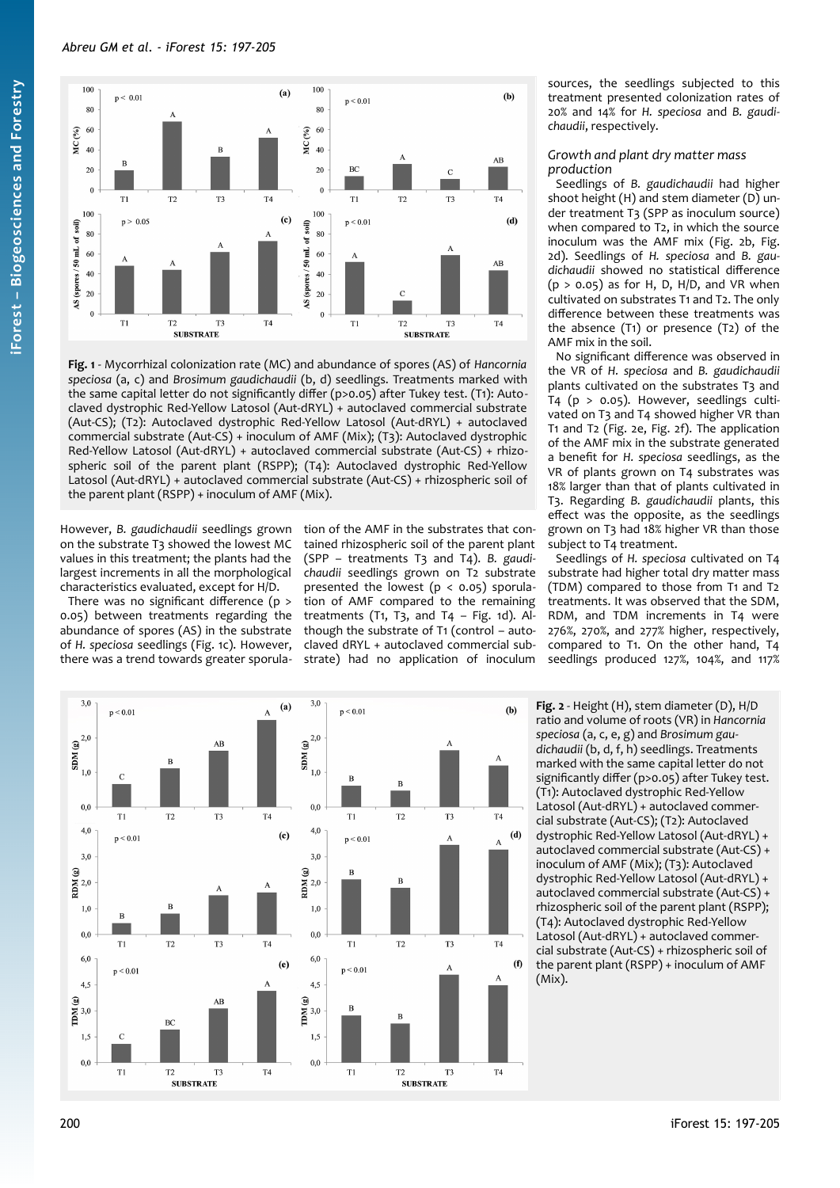**Fig. 1** - Mycorrhizal colonization rate (MC) and abundance of spores (AS) of *Hancornia speciosa* (a, c) and *Brosimum gaudichaudii* (b, d) seedlings. Treatments marked with the same capital letter do not significantly differ (p>0.05) after Tukey test. (T1): Autoclaved dystrophic Red-Yellow Latosol (Aut-dRYL) + autoclaved commercial substrate (Aut-CS); (T2): Autoclaved dystrophic Red-Yellow Latosol (Aut-dRYL) + autoclaved commercial substrate (Aut-CS) + inoculum of AMF (Mix); (T3): Autoclaved dystrophic Red-Yellow Latosol (Aut-dRYL) + autoclaved commercial substrate (Aut-CS) + rhizospheric soil of the parent plant (RSPP); (T4): Autoclaved dystrophic Red-Yellow Latosol (Aut-dRYL) + autoclaved commercial substrate (Aut-CS) + rhizospheric soil of the parent plant (RSPP) + inoculum of AMF (Mix).

However, *B. gaudichaudii* seedlings grown on the substrate T3 showed the lowest MC values in this treatment; the plants had the largest increments in all the morphological characteristics evaluated, except for H/D.

There was no significant difference ($p > 0.05$) between treatments regarding the abundance of spores (AS) in the substrate of *H. speciosa* seedlings (Fig. 1c). However, there was a trend towards greater sporulation of the AMF in the substrates that contained rhizospheric soil of the parent plant (SPP – treatments T3 and T4). *B. gaudichaudii* seedlings grown on T2 substrate presented the lowest ($p < 0.05$) sporulation of AMF compared to the remaining treatments (T1, T3, and T4 – Fig. 1d). Although the substrate of T1 (control – autoclaved dRYL + autoclaved commercial substrate) had no application of inoculum sources, the seedlings subjected to this treatment presented colonization rates of 20% and 14% for *H. speciosa* and *B. gaudichaudii*, respectively.

### Growth and plant dry matter mass production

Seedlings of *B. gaudichaudii* had higher shoot height (H) and stem diameter (D) under treatment T3 (SPP as inoculum source) when compared to T2, in which the source inoculum was the AMF mix (Fig. 2b, Fig. 2d). Seedlings of *H. speciosa* and *B. gaudichaudii* showed no statistical difference ($p > 0.05$) as for H, D, H/D, and VR when cultivated on substrates T1 and T2. The only difference between these treatments was the absence (T1) or presence (T2) of the AMF mix in the soil.

No significant difference was observed in the VR of *H. speciosa* and *B. gaudichaudii* plants cultivated on the substrates T3 and T4 ($p > 0.05$). However, seedlings cultivated on T3 and T4 showed higher VR than T1 and T2 (Fig. 2e, Fig. 2f). The application of the AMF mix in the substrate generated a benefit for *H. speciosa* seedlings, as the VR of plants grown on T4 substrates was 18% larger than that of plants cultivated in T3. Regarding *B. gaudichaudii* plants, this effect was the opposite, as the seedlings grown on T3 had 18% higher VR than those subject to T4 treatment.

Seedlings of *H. speciosa* cultivated on T4 substrate had higher total dry matter mass (TDM) compared to those from T1 and T2 treatments. It was observed that the SDM, RDM, and TDM increments in T4 were 276%, 270%, and 277% higher, respectively, compared to T1. On the other hand, T4 seedlings produced 127%, 104%, and 117%

**Fig. 2** - Height (H), stem diameter (D), H/D ratio and volume of roots (VR) in *Hancornia speciosa* (a, c, e, g) and *Brosimum gaudichaudii* (b, d, f, h) seedlings. Treatments marked with the same capital letter do not significantly differ (p>0.05) after Tukey test. (T1): Autoclaved dystrophic Red-Yellow Latosol (Aut-dRYL) + autoclaved commercial substrate (Aut-CS); (T2): Autoclaved dystrophic Red-Yellow Latosol (Aut-dRYL) + autoclaved commercial substrate (Aut-CS) + inoculum of AMF (Mix); (T3): Autoclaved dystrophic Red-Yellow Latosol (Aut-dRYL) + autoclaved commercial substrate (Aut-CS) + rhizospheric soil of the parent plant (RSPP); (T4): Autoclaved dystrophic Red-Yellow Latosol (Aut-dRYL) + autoclaved commercial substrate (Aut-CS) + rhizospheric soil of the parent plant (RSPP) + inoculum of AMF (Mix).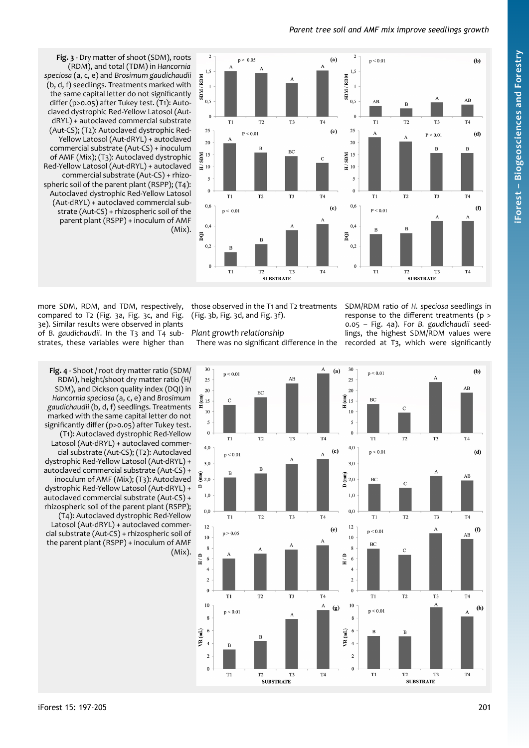**Fig. 3** - Dry matter of shoot (SDM), roots (RDM), and total (TDM) in *Hancornia speciosa* (a, c, e) and *Brosimum gaudichaudii* (b, d, f) seedlings. Treatments marked with the same capital letter do not significantly differ (p>0.05) after Tukey test. (T1): Autoclaved dystrophic Red-Yellow Latosol (Aut-dRYL) + autoclaved commercial substrate (Aut-CS); (T2): Autoclaved dystrophic Red-Yellow Latosol (Aut-dRYL) + autoclaved commercial substrate (Aut-CS) + inoculum of AMF (Mix); (T3): Autoclaved dystrophic Red-Yellow Latosol (Aut-dRYL) + autoclaved commercial substrate (Aut-CS) + rhizospheric soil of the parent plant (RSPP); (T4): Autoclaved dystrophic Red-Yellow Latosol (Aut-dRYL) + autoclaved commercial substrate (Aut-CS) + rhizospheric soil of the parent plant (RSPP) + inoculum of AMF (Mix).

more SDM, RDM, and TDM, respectively, compared to T2 (Fig. 3a, Fig. 3c, and Fig. 3e). Similar results were observed in plants of *B. gaudichaudii*. In the T3 and T4 substrates, these variables were higher than those observed in the T1 and T2 treatments (Fig. 3b, Fig. 3d, and Fig. 3f).

*Plant growth relationship*

There was no significant difference in the SDM/RDM ratio of *H. speciosa* seedlings in response to the different treatments (p > 0.05 – Fig. 4a). For *B. gaudichaudii* seedlings, the highest SDM/RDM values were recorded at T3, which were significantly

**Fig. 4** - Shoot / root dry matter ratio (SDM/RDM), height/shoot dry matter ratio (H/SDM), and Dickson quality index (DQI) in *Hancornia speciosa* (a, c, e) and *Brosimum gaudichaudii* (b, d, f) seedlings. Treatments marked with the same capital letter do not significantly differ (p>0.05) after Tukey test. (T1): Autoclaved dystrophic Red-Yellow Latosol (Aut-dRYL) + autoclaved commercial substrate (Aut-CS); (T2): Autoclaved dystrophic Red-Yellow Latosol (Aut-dRYL) + autoclaved commercial substrate (Aut-CS) + inoculum of AMF (Mix); (T3): Autoclaved dystrophic Red-Yellow Latosol (Aut-dRYL) + autoclaved commercial substrate (Aut-CS) + rhizospheric soil of the parent plant (RSPP); (T4): Autoclaved dystrophic Red-Yellow Latosol (Aut-dRYL) + autoclaved commercial substrate (Aut-CS) + rhizospheric soil of the parent plant (RSPP) + inoculum of AMF (Mix).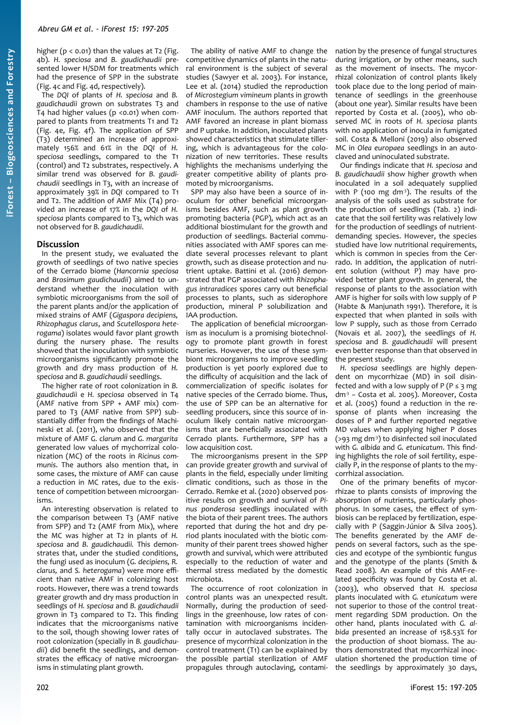higher (p < 0.01) than the values at T2 (Fig. 4b). *H. speciosa* and *B. gaudichaudii* presented lower H/SDM for treatments which had the presence of SPP in the substrate (Fig. 4c and Fig. 4d, respectively).

The *DQI* of plants of *H. speciosa* and *B. gaudichaudii* grown on substrates T3 and T4 had higher values (p <0.01) when compared to plants from treatments T1 and T2 (Fig. 4e, Fig. 4f). The application of SPP (T3) determined an increase of approximately 156% and 61% in the *DQI* of *H. speciosa* seedlings, compared to the T1 (control) and T2 substrates, respectively. A similar trend was observed for *B. gaudichaudii* seedlings in T3, with an increase of approximately 39% in *DQI* compared to T1 and T2. The addition of AMF Mix (T4) provided an increase of 17% in the *DQI* of *H. speciosa* plants compared to T3, which was not observed for *B. gaudichaudii*.

## Discussion

In the present study, we evaluated the growth of seedlings of two native species of the Cerrado biome (*Hancornia speciosa* and *Brosimum gaudichaudii*) aimed to understand whether the inoculation with symbiotic microorganisms from the soil of the parent plants and/or the application of mixed strains of AMF (*Gigaspora decipiens, Rhizophagus clarus*, and *Scutellospora heterogama*) isolates would favor plant growth during the nursery phase. The results showed that the inoculation with symbiotic microorganisms significantly promote the growth and dry mass production of *H. speciosa* and *B. gaudichaudii* seedlings.

The higher rate of root colonization in *B. gaudichaudii* e *H. speciosa* observed in T4 (AMF native from SPP + AMF mix) compared to T3 (AMF native from SPP) substantially differ from the findings of Machineski et al. (2011), who observed that the mixture of AMF of *G. clarum* and *G. margarita* generated low values of mychorrizal colonization (MC) of the roots in *Ricinus communis*. The authors also mention that, in some cases, the mixture of AMF can cause a reduction in MC rates, due to the existence of competition between microorganisms.

An interesting observation is related to the comparison between T3 (AMF native from SPP) and T2 (AMF from Mix), where the MC was higher at T2 in plants of *H. speciosa* and *B. gaudichaudii.* This demonstrates that, under the studied conditions, the fungi used as inoculum (*G. decipiens, R. clarus,* and *S. heterogama*) were more efficient than native AMF in colonizing host roots. However, there was a trend towards greater growth and dry mass production in seedlings of *H. speciosa* and *B. gaudichaudii* grown in T3 compared to T2. This finding indicates that the microorganisms native to the soil, though showing lower rates of root colonization (specially in *B. gaudichaudii*) did benefit the seedlings, and demonstrates the efficacy of native microorganisms in stimulating plant growth.

The ability of native AMF to change the competitive dynamics of plants in the natural environment is the subject of several studies (Sawyer et al. 2003). For instance, Lee et al. (2014) studied the reproduction of *Microstegium vimineum* plants in growth chambers in response to the use of native AMF inoculum. The authors reported that AMF favored an increase in plant biomass and P uptake. In addition, inoculated plants showed characteristics that stimulate tillering, which is advantageous for the colonization of new territories. These results highlights the mechanisms underlying the greater competitive ability of plants promoted by microorganisms.

SPP may also have been a source of inoculum for other beneficial microorganisms besides AMF, such as plant growth promoting bacteria (PGP), which act as an additional biostimulant for the growth and production of seedlings. Bacterial communities associated with AMF spores can mediate several processes relevant to plant growth, such as disease protection and nutrient uptake. Battini et al. (2016) demonstrated that PGP associated with *Rhizophagus intraradices* spores carry out beneficial processes to plants, such as siderophore production, mineral P solubilization and IAA production.

The application of beneficial microorganism as inoculum is a promising biotechnology to promote plant growth in forest nurseries. However, the use of these symbiont microorganisms to improve seedling production is yet poorly explored due to the difficulty of acquisition and the lack of commercialization of specific isolates for native species of the Cerrado biome. Thus, the use of SPP can be an alternative for seedling producers, since this source of inoculum likely contain native microorganisms that are beneficially associated with Cerrado plants. Furthermore, SPP has a low acquisition cost.

The microorganisms present in the SPP can provide greater growth and survival of plants in the field, especially under limiting climatic conditions, such as those in the Cerrado. Remke et al. (2020) observed positive results on growth and survival of *Pinus ponderosa* seedlings inoculated with the biota of their parent trees. The authors reported that during the hot and dry period plants inoculated with the biotic community of their parent trees showed higher growth and survival, which were attributed especially to the reduction of water and thermal stress mediated by the domestic microbiota.

The occurrence of root colonization in control plants was an unexpected result. Normally, during the production of seedlings in the greenhouse, low rates of contamination with microorganisms incidentally occur in autoclaved substrates. The presence of mycorrhizal colonization in the control treatment (T1) can be explained by the possible partial sterilization of AMF propagules through autoclaving, contamination by the presence of fungal structures during irrigation, or by other means, such as the movement of insects. The mycorrhizal colonization of control plants likely took place due to the long period of maintenance of seedlings in the greenhouse (about one year). Similar results have been reported by Costa et al. (2005), who observed MC in roots of *H. speciosa* plants with no application of inocula in fumigated soil. Costa & Melloni (2019) also observed MC in *Olea europaea* seedlings in an autoclaved and uninoculated substrate.

Our findings indicate that *H. speciosa* and *B. gaudichaudii* show higher growth when inoculated in a soil adequately supplied with P (100 mg dm$^{-3}$). The results of the analysis of the soils used as substrate for the production of seedlings (Tab. 2) indicate that the soil fertility was relatively low for the production of seedlings of nutrient-demanding species. However, the species studied have low nutritional requirements, which is common in species from the Cerrado. In addition, the application of nutrient solution (without P) may have provided better plant growth. In general, the response of plants to the association with AMF is higher for soils with low supply of P (Habte & Manjunath 1991). Therefore, it is expected that when planted in soils with low P supply, such as those from Cerrado (Novais et al. 2007), the seedlings of *H. speciosa* and *B. gaudichaudii* will present even better response than that observed in the present study.

*H. speciosa* seedlings are highly dependent on mycorrhizae (MD) in soil disinfected and with a low supply of P (P ≤ 3 mg dm$^{-3}$ – Costa et al. 2005). Moreover, Costa et al. (2005) found a reduction in the response of plants when increasing the doses of P and further reported negative MD values when applying higher P doses (>93 mg dm$^{-3}$) to disinfected soil inoculated with *G. albida* and *G. etunicatum*. This finding highlights the role of soil fertility, especially P, in the response of plants to the mycorrhizal association.

One of the primary benefits of mycorrhizae to plants consists of improving the absorption of nutrients, particularly phosphorus. In some cases, the effect of symbiosis can be replaced by fertilization, especially with P (Saggin-Júnior & Silva 2005). The benefits generated by the AMF depends on several factors, such as the species and ecotype of the symbiontic fungus and the genotype of the plants (Smith & Read 2008). An example of this AMF-related specificity was found by Costa et al. (2003), who observed that *H. speciosa* plants inoculated with *G. etunicatum* were not superior to those of the control treatment regarding SDM production. On the other hand, plants inoculated with *G. albida* presented an increase of 158.53% for the production of shoot biomass. The authors demonstrated that mycorrhizal inoculation shortened the production time of the seedlings by approximately 30 days,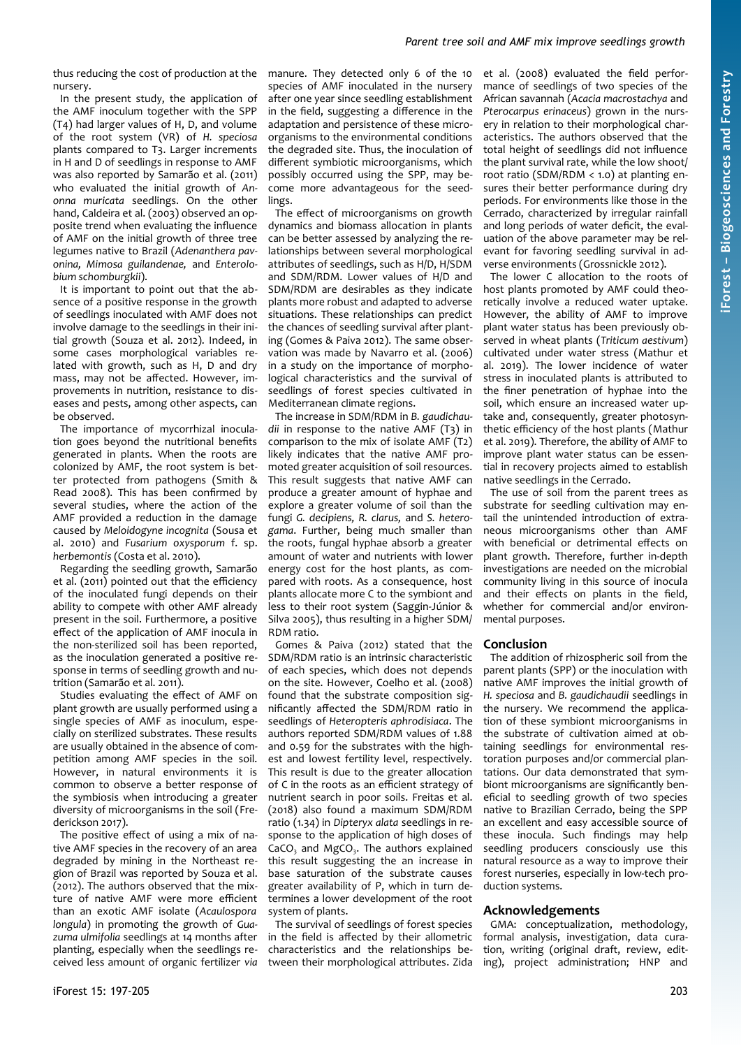thus reducing the cost of production at the nursery.

In the present study, the application of the AMF inoculum together with the SPP (T4) had larger values of H, D, and volume of the root system (VR) of *H. speciosa* plants compared to T3. Larger increments in H and D of seedlings in response to AMF was also reported by Samarão et al. (2011) who evaluated the initial growth of *Annona muricata* seedlings. On the other hand, Caldeira et al. (2003) observed an opposite trend when evaluating the influence of AMF on the initial growth of three tree legumes native to Brazil (*Adenanthera pavonina, Mimosa guilandenae,* and *Enterolobium schomburgkii*).

It is important to point out that the absence of a positive response in the growth of seedlings inoculated with AMF does not involve damage to the seedlings in their initial growth (Souza et al. 2012). Indeed, in some cases morphological variables related with growth, such as H, D and dry mass, may not be affected. However, improvements in nutrition, resistance to diseases and pests, among other aspects, can be observed.

The importance of mycorrhizal inoculation goes beyond the nutritional benefits generated in plants. When the roots are colonized by AMF, the root system is better protected from pathogens (Smith & Read 2008). This has been confirmed by several studies, where the action of the AMF provided a reduction in the damage caused by *Meloidogyne incognita* (Sousa et al. 2010) and *Fusarium oxysporum* f. sp. *herbemontis* (Costa et al. 2010).

Regarding the seedling growth, Samarão et al. (2011) pointed out that the efficiency of the inoculated fungi depends on their ability to compete with other AMF already present in the soil. Furthermore, a positive effect of the application of AMF inocula in the non-sterilized soil has been reported, as the inoculation generated a positive response in terms of seedling growth and nutrition (Samarão et al. 2011).

Studies evaluating the effect of AMF on plant growth are usually performed using a single species of AMF as inoculum, especially on sterilized substrates. These results are usually obtained in the absence of competition among AMF species in the soil. However, in natural environments it is common to observe a better response of the symbiosis when introducing a greater diversity of microorganisms in the soil (Frederickson 2017).

The positive effect of using a mix of native AMF species in the recovery of an area degraded by mining in the Northeast region of Brazil was reported by Souza et al. (2012). The authors observed that the mixture of native AMF were more efficient than an exotic AMF isolate (*Acaulospora longula*) in promoting the growth of *Guazuma ulmifolia* seedlings at 14 months after planting, especially when the seedlings received less amount of organic fertilizer *via* manure. They detected only 6 of the 10 species of AMF inoculated in the nursery after one year since seedling establishment in the field, suggesting a difference in the adaptation and persistence of these microorganisms to the environmental conditions the degraded site. Thus, the inoculation of different symbiotic microorganisms, which possibly occurred using the SPP, may become more advantageous for the seedlings.

The effect of microorganisms on growth dynamics and biomass allocation in plants can be better assessed by analyzing the relationships between several morphological attributes of seedlings, such as H/D, H/SDM and SDM/RDM. Lower values of H/D and SDM/RDM are desirables as they indicate plants more robust and adapted to adverse situations. These relationships can predict the chances of seedling survival after planting (Gomes & Paiva 2012). The same observation was made by Navarro et al. (2006) in a study on the importance of morphological characteristics and the survival of seedlings of forest species cultivated in Mediterranean climate regions.

The increase in SDM/RDM in *B. gaudichaudii* in response to the native AMF (T3) in comparison to the mix of isolate AMF (T2) likely indicates that the native AMF promoted greater acquisition of soil resources. This result suggests that native AMF can produce a greater amount of hyphae and explore a greater volume of soil than the fungi *G. decipiens, R. clarus,* and *S. heterogama*. Further, being much smaller than the roots, fungal hyphae absorb a greater amount of water and nutrients with lower energy cost for the host plants, as compared with roots. As a consequence, host plants allocate more C to the symbiont and less to their root system (Saggin-Júnior & Silva 2005), thus resulting in a higher SDM/RDM ratio.

Gomes & Paiva (2012) stated that the SDM/RDM ratio is an intrinsic characteristic of each species, which does not depends on the site. However, Coelho et al. (2008) found that the substrate composition significantly affected the SDM/RDM ratio in seedlings of *Heteropteris aphrodisiaca*. The authors reported SDM/RDM values of 1.88 and 0.59 for the substrates with the highest and lowest fertility level, respectively. This result is due to the greater allocation of C in the roots as an efficient strategy of nutrient search in poor soils. Freitas et al. (2018) also found a maximum SDM/RDM ratio (1.34) in *Dipteryx alata* seedlings in response to the application of high doses of $CaCO_3$ and $MgCO_3$. The authors explained this result suggesting the an increase in base saturation of the substrate causes greater availability of P, which in turn determines a lower development of the root system of plants.

The survival of seedlings of forest species in the field is affected by their allometric characteristics and the relationships between their morphological attributes. Zida et al. (2008) evaluated the field performance of seedlings of two species of the African savannah (*Acacia macrostachya* and *Pterocarpus erinaceus*) grown in the nursery in relation to their morphological characteristics. The authors observed that the total height of seedlings did not influence the plant survival rate, while the low shoot/root ratio (SDM/RDM < 1.0) at planting ensures their better performance during dry periods. For environments like those in the Cerrado, characterized by irregular rainfall and long periods of water deficit, the evaluation of the above parameter may be relevant for favoring seedling survival in adverse environments (Grossnickle 2012).

The lower C allocation to the roots of host plants promoted by AMF could theoretically involve a reduced water uptake. However, the ability of AMF to improve plant water status has been previously observed in wheat plants (*Triticum aestivum*) cultivated under water stress (Mathur et al. 2019). The lower incidence of water stress in inoculated plants is attributed to the finer penetration of hyphae into the soil, which ensure an increased water uptake and, consequently, greater photosynthetic efficiency of the host plants (Mathur et al. 2019). Therefore, the ability of AMF to improve plant water status can be essential in recovery projects aimed to establish native seedlings in the Cerrado.

The use of soil from the parent trees as substrate for seedling cultivation may entail the unintended introduction of extraneous microorganisms other than AMF with beneficial or detrimental effects on plant growth. Therefore, further in-depth investigations are needed on the microbial community living in this source of inocula and their effects on plants in the field, whether for commercial and/or environmental purposes.

## Conclusion

The addition of rhizospheric soil from the parent plants (SPP) or the inoculation with native AMF improves the initial growth of *H. speciosa* and *B. gaudichaudii* seedlings in the nursery. We recommend the application of these symbiont microorganisms in the substrate of cultivation aimed at obtaining seedlings for environmental restoration purposes and/or commercial plantations. Our data demonstrated that symbiont microorganisms are significantly beneficial to seedling growth of two species native to Brazilian Cerrado, being the SPP an excellent and easy accessible source of these inocula. Such findings may help seedling producers consciously use this natural resource as a way to improve their forest nurseries, especially in low-tech production systems.

## Acknowledgements

GMA: conceptualization, methodology, formal analysis, investigation, data curation, writing (original draft, review, editing), project administration; HNP and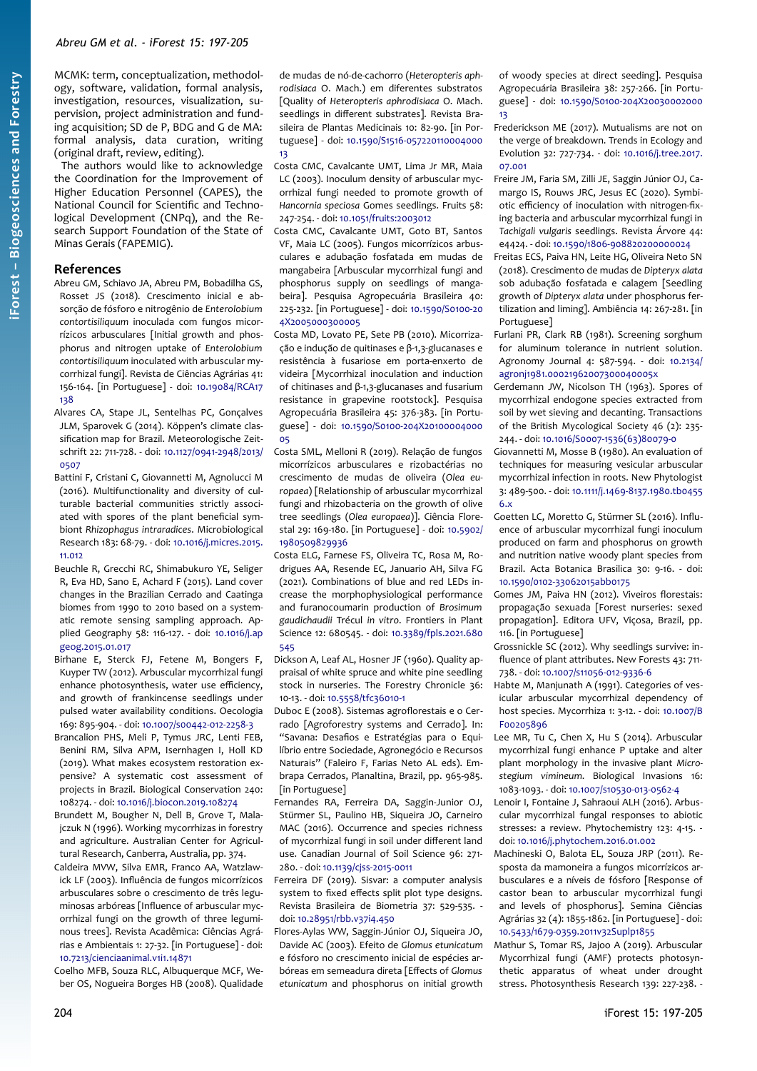MCMK: term, conceptualization, methodology, software, validation, formal analysis, investigation, resources, visualization, supervision, project administration and funding acquisition; SD de P, BDG and G de MA: formal analysis, data curation, writing (original draft, review, editing).

The authors would like to acknowledge the Coordination for the Improvement of Higher Education Personnel (CAPES), the National Council for Scientific and Technological Development (CNPq), and the Research Support Foundation of the State of Minas Gerais (FAPEMIG).

## References

Abreu GM, Schiavo JA, Abreu PM, Bobadilha GS, Rosset JS (2018). Crescimento inicial e absorção de fósforo e nitrogênio de *Enterolobium contortisiliquum* inoculada com fungos micorrízicos arbusculares [Initial growth and phosphorus and nitrogen uptake of *Enterolobium contortisiliquum* inoculated with arbuscular mycorrhizal fungi]. Revista de Ciências Agrárias 41: 156-164. [in Portuguese] - doi: 10.19084/RCA17138

Alvares CA, Stape JL, Sentelhas PC, Gonçalves JLM, Sparovek G (2014). Köppen's climate classification map for Brazil. Meteorologische Zeitschrift 22: 711-728. - doi: 10.1127/0941-2948/2013/0507

Battini F, Cristani C, Giovannetti M, Agnolucci M (2016). Multifunctionality and diversity of culturable bacterial communities strictly associated with spores of the plant beneficial symbiont *Rhizophagus intraradices*. Microbiological Research 183: 68-79. - doi: 10.1016/j.micres.2015.11.012

Beuchle R, Grecchi RC, Shimabukuro YE, Seliger R, Eva HD, Sano E, Achard F (2015). Land cover changes in the Brazilian Cerrado and Caatinga biomes from 1990 to 2010 based on a systematic remote sensing sampling approach. Applied Geography 58: 116-127. - doi: 10.1016/j.apgeog.2015.01.017

Birhane E, Sterck FJ, Fetene M, Bongers F, Kuyper TW (2012). Arbuscular mycorrhizal fungi enhance photosynthesis, water use efficiency, and growth of frankincense seedlings under pulsed water availability conditions. Oecologia 169: 895-904. - doi: 10.1007/s00442-012-2258-3

Brancalion PHS, Meli P, Tymus JRC, Lenti FEB, Benini RM, Silva APM, Isernhagen I, Holl KD (2019). What makes ecosystem restoration expensive? A systematic cost assessment of projects in Brazil. Biological Conservation 240: 108274. - doi: 10.1016/j.biocon.2019.108274

Brundett M, Bougher N, Dell B, Grove T, Malajczuk N (1996). Working mycorrhizas in forestry and agriculture. Australian Center for Agricultural Research, Canberra, Australia, pp. 374.

Caldeira MVW, Silva EMR, Franco AA, Watzlawick LF (2003). Influência de fungos micorrízicos arbusculares sobre o crescimento de três leguminosas arbóreas [Influence of arbuscular mycorrhizal fungi on the growth of three leguminous trees]. Revista Acadêmica: Ciências Agrárias e Ambientais 1: 27-32. [in Portuguese] - doi: 10.7213/cienciaanimal.v1i1.14871

Coelho MFB, Souza RLC, Albuquerque MCF, Weber OS, Nogueira Borges HB (2008). Qualidade de mudas de nó-de-cachorro (*Heteropteris aphrodisiaca* O. Mach.) em diferentes substratos [Quality of *Heteropteris aphrodisiaca* O. Mach. seedlings in different substrates]. Revista Brasileira de Plantas Medicinais 10: 82-90. [in Portuguese] - doi: 10.1590/S1516-05722011000400013

Costa CMC, Cavalcante UMT, Lima Jr MR, Maia LC (2003). Inoculum density of arbuscular mycorrhizal fungi needed to promote growth of *Hancornia speciosa* Gomes seedlings. Fruits 58: 247-254. - doi: 10.1051/fruits:2003012

Costa CMC, Cavalcante UMT, Goto BT, Santos VF, Maia LC (2005). Fungos micorrízicos arbusculares e adubação fosfatada em mudas de mangabeira [Arbuscular mycorrhizal fungi and phosphorus supply on seedlings of mangabeira]. Pesquisa Agropecuária Brasileira 40: 225-232. [in Portuguese] - doi: 10.1590/S0100-204X2005000300005

Costa MD, Lovato PE, Sete PB (2010). Micorrização e indução de quitinases e β-1,3-glucanases e resistência à fusariose em porta-enxerto de videira [Mycorrhizal inoculation and induction of chitinases and β-1,3-glucanases and fusarium resistance in grapevine rootstock]. Pesquisa Agropecuária Brasileira 45: 376-383. [in Portuguese] - doi: 10.1590/S0100-204X2010000400005

Costa SML, Melloni R (2019). Relação de fungos micorrízicos arbusculares e rizobactérias no crescimento de mudas de oliveira (*Olea europaea*) [Relationship of arbuscular mycorrhizal fungi and rhizobacteria on the growth of olive tree seedlings (*Olea europaea*)]. Ciência Florestal 29: 169-180. [in Portuguese] - doi: 10.5902/1980509829936

Costa ELG, Farnese FS, Oliveira TC, Rosa M, Rodrigues AA, Resende EC, Januario AH, Silva FG (2021). Combinations of blue and red LEDs increase the morphophysiological performance and furanocoumarin production of *Brosimum gaudichaudii* Trécul *in vitro*. Frontiers in Plant Science 12: 680545. - doi: 10.3389/fpls.2021.680545

Dickson A, Leaf AL, Hosner JF (1960). Quality appraisal of white spruce and white pine seedling stock in nurseries. The Forestry Chronicle 36: 10-13. - doi: 10.5558/tfc36010-1

Duboc E (2008). Sistemas agroflorestais e o Cerrado [Agroforestry systems and Cerrado]. In: "Savana: Desafios e Estratégias para o Equilíbrio entre Sociedade, Agronegócio e Recursos Naturais" (Faleiro F, Farias Neto AL eds). Embrapa Cerrados, Planaltina, Brazil, pp. 965-985. [in Portuguese]

Fernandes RA, Ferreira DA, Saggin-Junior OJ, Stürmer SL, Paulino HB, Siqueira JO, Carneiro MAC (2016). Occurrence and species richness of mycorrhizal fungi in soil under different land use. Canadian Journal of Soil Science 96: 271-280. - doi: 10.1139/cjss-2015-0011

Ferreira DF (2019). Sisvar: a computer analysis system to fixed effects split plot type designs. Revista Brasileira de Biometria 37: 529-535. - doi: 10.28951/rbb.v37i4.450

Flores-Aylas WW, Saggin-Júnior OJ, Siqueira JO, Davide AC (2003). Efeito de *Glomus etunicatum* e fósforo no crescimento inicial de espécies arbóreas em semeadura direta [Effects of *Glomus etunicatum* and phosphorus on initial growth of woody species at direct seeding]. Pesquisa Agropecuária Brasileira 38: 257-266. [in Portuguese] - doi: 10.1590/S0100-204X2003000200013

Frederickson ME (2017). Mutualisms are not on the verge of breakdown. Trends in Ecology and Evolution 32: 727-734. - doi: 10.1016/j.tree.2017.07.001

Freire JM, Faria SM, Zilli JE, Saggin Júnior OJ, Camargo IS, Rouws JRC, Jesus EC (2020). Symbiotic efficiency of inoculation with nitrogen-fixing bacteria and arbuscular mycorrhizal fungi in *Tachigali vulgaris* seedlings. Revista Árvore 44: e4424. - doi: 10.1590/1806-908820200000024

Freitas ECS, Paiva HN, Leite HG, Oliveira Neto SN (2018). Crescimento de mudas de *Dipteryx alata* sob adubação fosfatada e calagem [Seedling growth of *Dipteryx alata* under phosphorus fertilization and liming]. Ambiência 14: 267-281. [in Portuguese]

Furlani PR, Clark RB (1981). Screening sorghum for aluminum tolerance in nutrient solution. Agronomy Journal 4: 587-594. - doi: 10.2134/agronj1981.00021962007300040005x

Gerdemann JW, Nicolson TH (1963). Spores of mycorrhizal endogone species extracted from soil by wet sieving and decanting. Transactions of the British Mycological Society 46 (2): 235-244. - doi: 10.1016/S0007-1536(63)80079-0

Giovannetti M, Mosse B (1980). An evaluation of techniques for measuring vesicular arbuscular mycorrhizal infection in roots. New Phytologist 3: 489-500. - doi: 10.1111/j.1469-8137.1980.tb04556.x

Goetten LC, Moretto G, Stürmer SL (2016). Influence of arbuscular mycorrhizal fungi inoculum produced on farm and phosphorus on growth and nutrition native woody plant species from Brazil. Acta Botanica Brasilica 30: 9-16. - doi: 10.1590/0102-33062015abb0175

Gomes JM, Paiva HN (2012). Viveiros florestais: propagação sexuada [Forest nurseries: sexed propagation]. Editora UFV, Viçosa, Brazil, pp. 116. [in Portuguese]

Grossnickle SC (2012). Why seedlings survive: influence of plant attributes. New Forests 43: 711-738. - doi: 10.1007/s11056-012-9336-6

Habte M, Manjunath A (1991). Categories of vesicular arbuscular mycorrhizal dependency of host species. Mycorrhiza 1: 3-12. - doi: 10.1007/BF00205896

Lee MR, Tu C, Chen X, Hu S (2014). Arbuscular mycorrhizal fungi enhance P uptake and alter plant morphology in the invasive plant *Microstegium vimineum*. Biological Invasions 16: 1083-1093. - doi: 10.1007/s10530-013-0562-4

Lenoir I, Fontaine J, Sahraoui ALH (2016). Arbuscular mycorrhizal fungal responses to abiotic stresses: a review. Phytochemistry 123: 4-15. - doi: 10.1016/j.phytochem.2016.01.002

Machineski O, Balota EL, Souza JRP (2011). Resposta da mamoneira a fungos micorrízicos arbusculares e a níveis de fósforo [Response of castor bean to arbuscular mycorrhizal fungi and levels of phosphorus]. Semina Ciências Agrárias 32 (4): 1855-1862. [in Portuguese] - doi: 10.5433/1679-0359.2011v32Suplp1855

Mathur S, Tomar RS, Jajoo A (2019). Arbuscular Mycorrhizal fungi (AMF) protects photosynthetic apparatus of wheat under drought stress. Photosynthesis Research 139: 227-238. -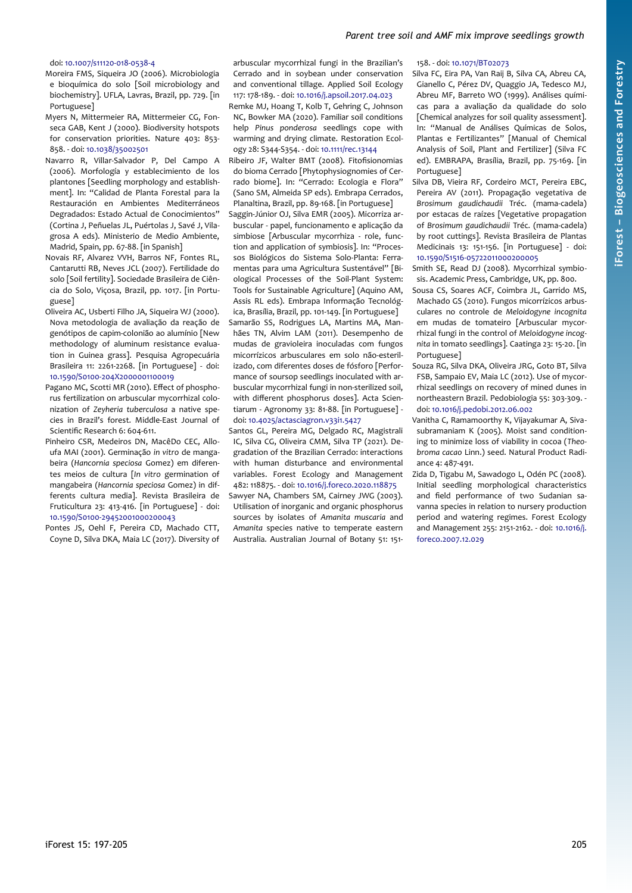doi: 10.1007/s11120-018-0538-4

Moreira FMS, Siqueira JO (2006). Microbiologia e bioquímica do solo [Soil microbiology and biochemistry]. UFLA, Lavras, Brazil, pp. 729. [in Portuguese]

Myers N, Mittermeier RA, Mittermeier CG, Fonseca GAB, Kent J (2000). Biodiversity hotspots for conservation priorities. Nature 403: 853-858. - doi: 10.1038/35002501

Navarro R, Villar-Salvador P, Del Campo A (2006). Morfología y establecimiento de los plantones [Seedling morphology and establishment]. In: "Calidad de Planta Forestal para la Restauración en Ambientes Mediterráneos Degradados: Estado Actual de Conocimientos" (Cortina J, Peñuelas JL, Puértolas J, Savé J, Vilagrosa A eds). Ministerio de Medio Ambiente, Madrid, Spain, pp. 67-88. [in Spanish]

Novais RF, Alvarez VVH, Barros NF, Fontes RL, Cantarutti RB, Neves JCL (2007). Fertilidade do solo [Soil fertility]. Sociedade Brasileira de Ciência do Solo, Viçosa, Brazil, pp. 1017. [in Portuguese]

Oliveira AC, Usberti Filho JA, Siqueira WJ (2000). Nova metodologia de avaliação da reação de genótipos de capim-colonião ao alumínio [New methodology of aluminum resistance evaluation in Guinea grass]. Pesquisa Agropecuária Brasileira 11: 2261-2268. [in Portuguese] - doi: 10.1590/S0100-204X2000001100019

Pagano MC, Scotti MR (2010). Effect of phosphorus fertilization on arbuscular mycorrhizal colonization of *Zeyheria tuberculosa* a native species in Brazil's forest. Middle-East Journal of Scientific Research 6: 604-611.

Pinheiro CSR, Medeiros DN, MacêDo CEC, Alloufa MAI (2001). Germinação *in vitro* de mangabeira (*Hancornia speciosa* Gomez) em diferentes meios de cultura [*In vitro* germination of mangabeira (*Hancornia speciosa* Gomez) in different cultura media]. Revista Brasileira de Fruticultura 23: 413-416. [in Portuguese] - doi: 10.1590/S0100-29452001000200043

Pontes JS, Oehl F, Pereira CD, Machado CTT, Coyne D, Silva DKA, Maia LC (2017). Diversity of arbuscular mycorrhizal fungi in the Brazilian's Cerrado and in soybean under conservation and conventional tillage. Applied Soil Ecology 117: 178-189. - doi: 10.1016/j.apsoil.2017.04.023

Remke MJ, Hoang T, Kolb T, Gehring C, Johnson NC, Bowker MA (2020). Familiar soil conditions help *Pinus ponderosa* seedlings cope with warming and drying climate. Restoration Ecology 28: S344-S354. - doi: 10.1111/rec.13144

Ribeiro JF, Walter BMT (2008). Fitofisionomias do bioma Cerrado [Phytophysiognomies of Cerrado biome]. In: "Cerrado: Ecologia e Flora" (Sano SM, Almeida SP eds). Embrapa Cerrados, Planaltina, Brazil, pp. 89-168. [in Portuguese]

Saggin-Júnior OJ, Silva EMR (2005). Micorriza arbuscular - papel, funcionamento e aplicação da simbiose [Arbuscular mycorrhiza - role, function and application of symbiosis]. In: "Processos Biológicos do Sistema Solo-Planta: Ferramentas para uma Agricultura Sustentável" [Biological Processes of the Soil-Plant System: Tools for Sustainable Agriculture] (Aquino AM, Assis RL eds). Embrapa Informação Tecnológica, Brasília, Brazil, pp. 101-149. [in Portuguese]

Samarão SS, Rodrigues LA, Martins MA, Manhães TN, Alvim LAM (2011). Desempenho de mudas de gravioleira inoculadas com fungos micorrízicos arbusculares em solo não-esterilizado, com diferentes doses de fósforo [Performance of soursop seedlings inoculated with arbuscular mycorrhizal fungi in non-sterilized soil, with different phosphorus doses]. Acta Scientiarum - Agronomy 33: 81-88. [in Portuguese] - doi: 10.4025/actasciagron.v33i1.5427

Santos GL, Pereira MG, Delgado RC, Magistrali IC, Silva CG, Oliveira CMM, Silva TP (2021). Degradation of the Brazilian Cerrado: interactions with human disturbance and environmental variables. Forest Ecology and Management 482: 118875. - doi: 10.1016/j.foreco.2020.118875

Sawyer NA, Chambers SM, Cairney JWG (2003). Utilisation of inorganic and organic phosphorus sources by isolates of *Amanita muscaria* and *Amanita* species native to temperate eastern Australia. Australian Journal of Botany 51: 151-158. - doi: 10.1071/BT02073

Silva FC, Eira PA, Van Raij B, Silva CA, Abreu CA, Gianello C, Pérez DV, Quaggio JA, Tedesco MJ, Abreu MF, Barreto WO (1999). Análises químicas para a avaliação da qualidade do solo [Chemical analyzes for soil quality assessment]. In: "Manual de Análises Químicas de Solos, Plantas e Fertilizantes" [Manual of Chemical Analysis of Soil, Plant and Fertilizer] (Silva FC ed). EMBRAPA, Brasília, Brazil, pp. 75-169. [in Portuguese]

Silva DB, Vieira RF, Cordeiro MCT, Pereira EBC, Pereira AV (2011). Propagação vegetativa de *Brosimum gaudichaudii* Tréc. (mama-cadela) por estacas de raízes [Vegetative propagation of *Brosimum gaudichaudii* Tréc. (mama-cadela) by root cuttings]. Revista Brasileira de Plantas Medicinais 13: 151-156. [in Portuguese] - doi: 10.1590/S1516-05722011000200005

Smith SE, Read DJ (2008). Mycorrhizal symbiosis. Academic Press, Cambridge, UK, pp. 800.

Sousa CS, Soares ACF, Coimbra JL, Garrido MS, Machado GS (2010). Fungos micorrízicos arbusculares no controle de *Meloidogyne incognita* em mudas de tomateiro [Arbuscular mycorrhizal fungi in the control of *Meloidogyne incognita* in tomato seedlings]. Caatinga 23: 15-20. [in Portuguese]

Souza RG, Silva DKA, Oliveira JRG, Goto BT, Silva FSB, Sampaio EV, Maia LC (2012). Use of mycorrhizal seedlings on recovery of mined dunes in northeastern Brazil. Pedobiologia 55: 303-309. - doi: 10.1016/j.pedobi.2012.06.002

Vanitha C, Ramamoorthy K, Vijayakumar A, Sivasubramaniam K (2005). Moist sand conditioning to minimize loss of viability in cocoa (*Theobroma cacao* Linn.) seed. Natural Product Radiance 4: 487-491.

Zida D, Tigabu M, Sawadogo L, Odén PC (2008). Initial seedling morphological characteristics and field performance of two Sudanian savanna species in relation to nursery production period and watering regimes. Forest Ecology and Management 255: 2151-2162. - doi: 10.1016/j.foreco.2007.12.029